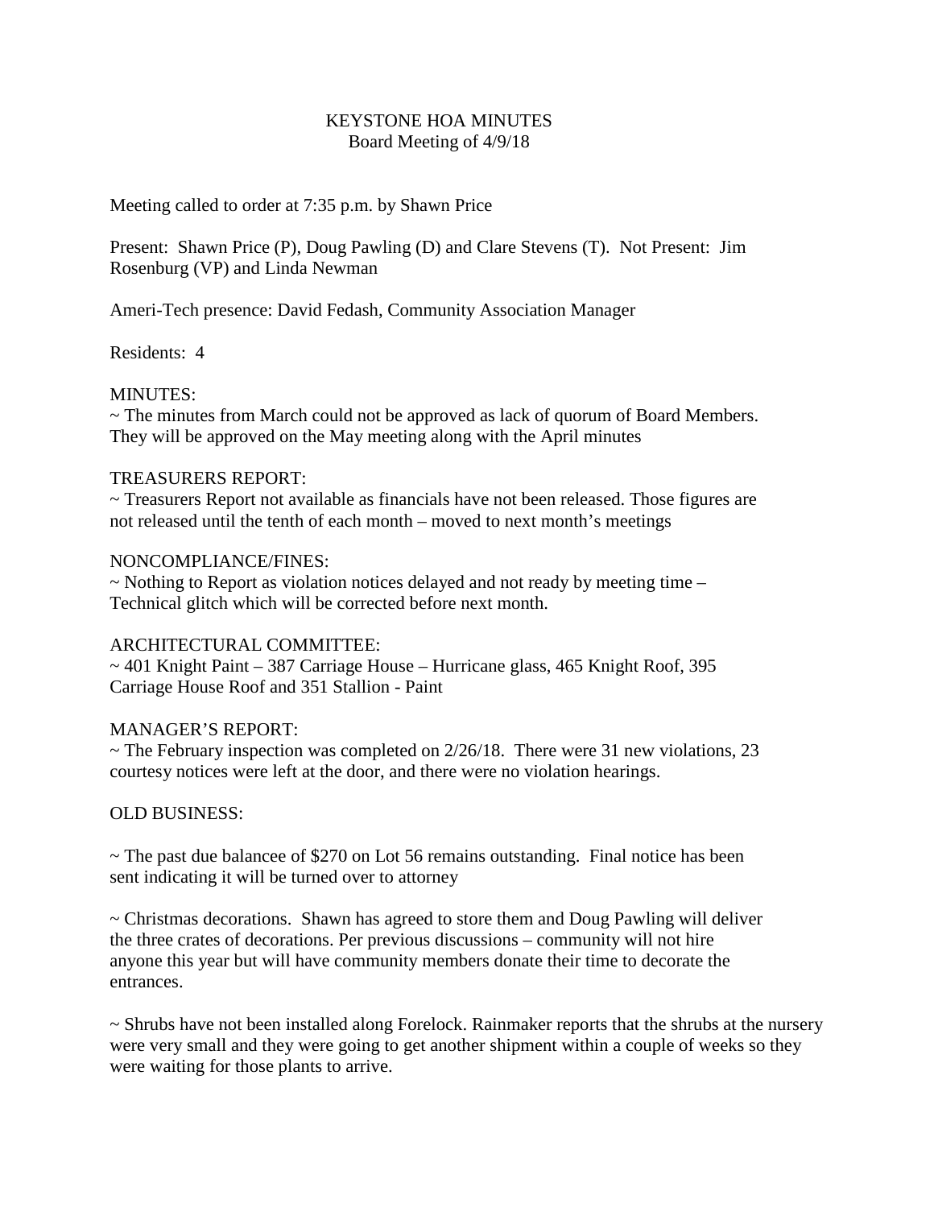# KEYSTONE HOA MINUTES
## Board Meeting of 4/9/18

Meeting called to order at 7:35 p.m. by Shawn Price

Present: Shawn Price (P), Doug Pawling (D) and Clare Stevens (T). Not Present: Jim Rosenburg (VP) and Linda Newman

Ameri-Tech presence: David Fedash, Community Association Manager

Residents: 4

MINUTES:
~ The minutes from March could not be approved as lack of quorum of Board Members. They will be approved on the May meeting along with the April minutes

TREASURERS REPORT:
~ Treasurers Report not available as financials have not been released. Those figures are not released until the tenth of each month – moved to next month's meetings

NONCOMPLIANCE/FINES:
~ Nothing to Report as violation notices delayed and not ready by meeting time – Technical glitch which will be corrected before next month.

ARCHITECTURAL COMMITTEE:
~ 401 Knight Paint – 387 Carriage House – Hurricane glass, 465 Knight Roof, 395 Carriage House Roof and 351 Stallion - Paint

MANAGER'S REPORT:
~ The February inspection was completed on 2/26/18. There were 31 new violations, 23 courtesy notices were left at the door, and there were no violation hearings.

OLD BUSINESS:

~ The past due balancee of $270 on Lot 56 remains outstanding. Final notice has been sent indicating it will be turned over to attorney

~ Christmas decorations. Shawn has agreed to store them and Doug Pawling will deliver the three crates of decorations. Per previous discussions – community will not hire anyone this year but will have community members donate their time to decorate the entrances.

~ Shrubs have not been installed along Forelock. Rainmaker reports that the shrubs at the nursery were very small and they were going to get another shipment within a couple of weeks so they were waiting for those plants to arrive.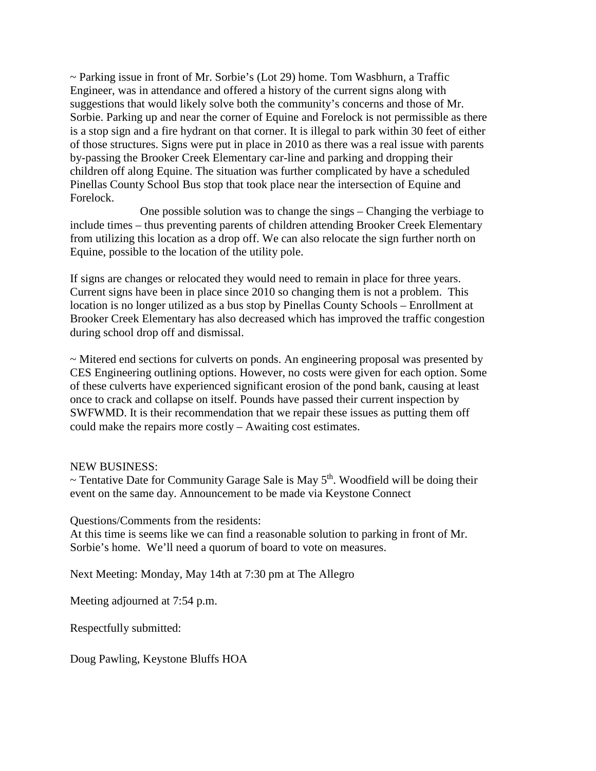~ Parking issue in front of Mr. Sorbie's (Lot 29) home. Tom Wasbhurn, a Traffic Engineer, was in attendance and offered a history of the current signs along with suggestions that would likely solve both the community's concerns and those of Mr. Sorbie. Parking up and near the corner of Equine and Forelock is not permissible as there is a stop sign and a fire hydrant on that corner. It is illegal to park within 30 feet of either of those structures. Signs were put in place in 2010 as there was a real issue with parents by-passing the Brooker Creek Elementary car-line and parking and dropping their children off along Equine. The situation was further complicated by have a scheduled Pinellas County School Bus stop that took place near the intersection of Equine and Forelock.

One possible solution was to change the sings – Changing the verbiage to include times – thus preventing parents of children attending Brooker Creek Elementary from utilizing this location as a drop off. We can also relocate the sign further north on Equine, possible to the location of the utility pole.

If signs are changes or relocated they would need to remain in place for three years. Current signs have been in place since 2010 so changing them is not a problem. This location is no longer utilized as a bus stop by Pinellas County Schools – Enrollment at Brooker Creek Elementary has also decreased which has improved the traffic congestion during school drop off and dismissal.

~ Mitered end sections for culverts on ponds. An engineering proposal was presented by CES Engineering outlining options. However, no costs were given for each option. Some of these culverts have experienced significant erosion of the pond bank, causing at least once to crack and collapse on itself. Pounds have passed their current inspection by SWFWMD. It is their recommendation that we repair these issues as putting them off could make the repairs more costly – Awaiting cost estimates.

NEW BUSINESS:
~ Tentative Date for Community Garage Sale is May 5th. Woodfield will be doing their event on the same day. Announcement to be made via Keystone Connect

Questions/Comments from the residents:
At this time is seems like we can find a reasonable solution to parking in front of Mr. Sorbie's home. We'll need a quorum of board to vote on measures.

Next Meeting: Monday, May 14th at 7:30 pm at The Allegro

Meeting adjourned at 7:54 p.m.

Respectfully submitted:

Doug Pawling, Keystone Bluffs HOA